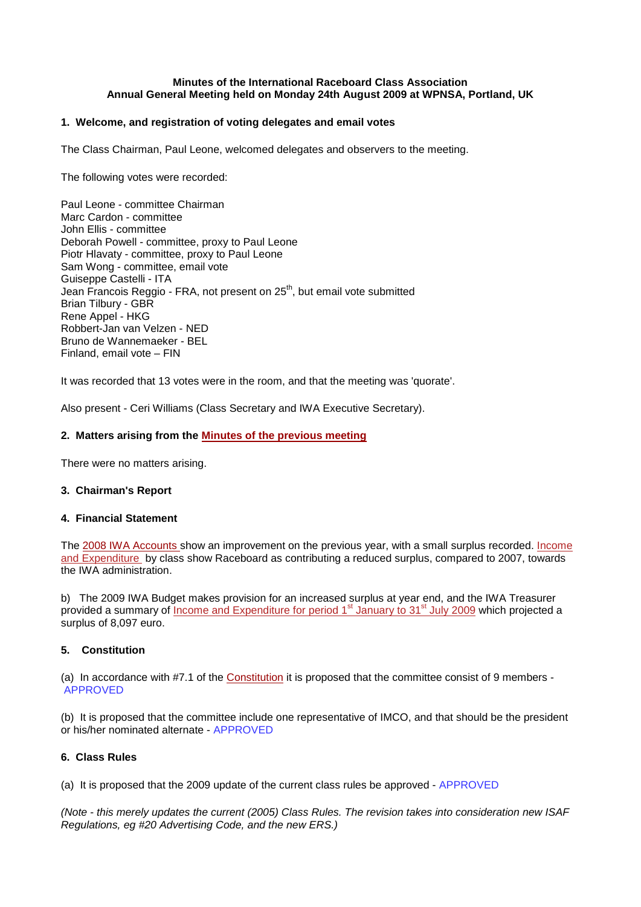**Minutes of the International Raceboard Class Association**
**Annual General Meeting held on Monday 24th August 2009 at WPNSA, Portland, UK**

### 1. Welcome, and registration of voting delegates and email votes

The Class Chairman, Paul Leone, welcomed delegates and observers to the meeting.

The following votes were recorded:

Paul Leone - committee Chairman
Marc Cardon - committee
John Ellis - committee
Deborah Powell - committee, proxy to Paul Leone
Piotr Hlavaty - committee, proxy to Paul Leone
Sam Wong - committee, email vote
Guiseppe Castelli - ITA
Jean Francois Reggio - FRA, not present on 25th, but email vote submitted
Brian Tilbury - GBR
Rene Appel - HKG
Robbert-Jan van Velzen - NED
Bruno de Wannemaeker - BEL
Finland, email vote – FIN

It was recorded that 13 votes were in the room, and that the meeting was 'quorate'.

Also present - Ceri Williams (Class Secretary and IWA Executive Secretary).

### 2. Matters arising from the Minutes of the previous meeting

There were no matters arising.

### 3. Chairman's Report

### 4. Financial Statement

The 2008 IWA Accounts show an improvement on the previous year, with a small surplus recorded. Income and Expenditure by class show Raceboard as contributing a reduced surplus, compared to 2007, towards the IWA administration.

b) The 2009 IWA Budget makes provision for an increased surplus at year end, and the IWA Treasurer provided a summary of Income and Expenditure for period 1st January to 31st July 2009 which projected a surplus of 8,097 euro.

### 5. Constitution

(a) In accordance with #7.1 of the Constitution it is proposed that the committee consist of 9 members - APPROVED

(b) It is proposed that the committee include one representative of IMCO, and that should be the president or his/her nominated alternate - APPROVED

### 6. Class Rules

(a) It is proposed that the 2009 update of the current class rules be approved - APPROVED

*(Note - this merely updates the current (2005) Class Rules. The revision takes into consideration new ISAF Regulations, eg #20 Advertising Code, and the new ERS.)*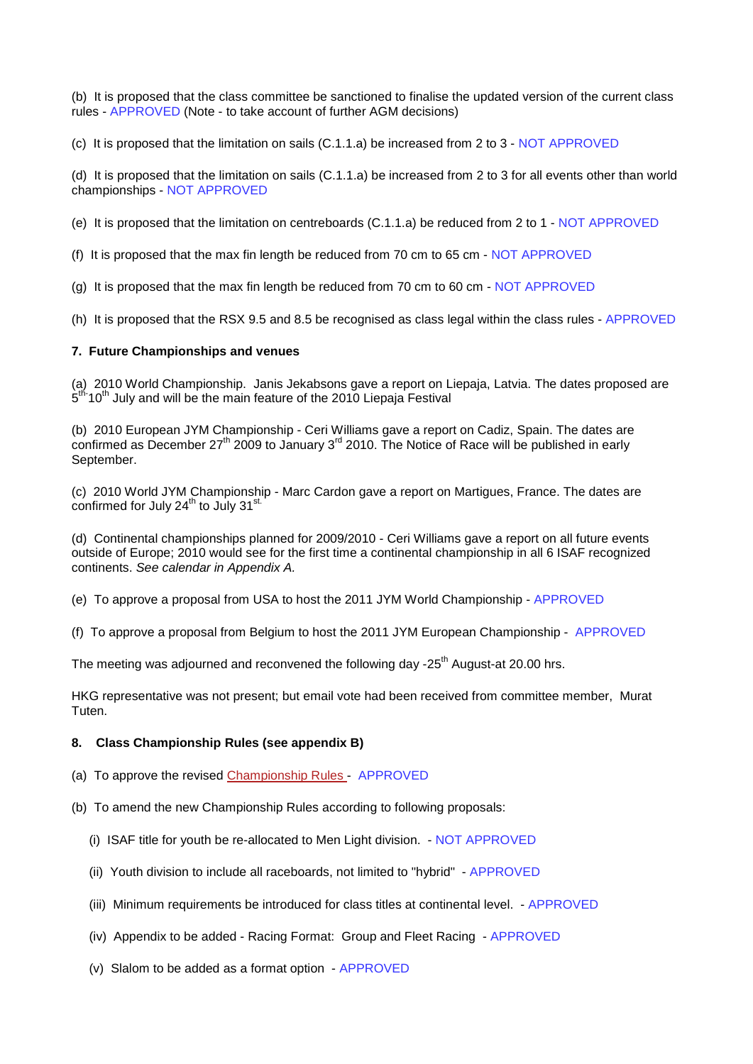(b) It is proposed that the class committee be sanctioned to finalise the updated version of the current class rules - APPROVED (Note - to take account of further AGM decisions)

(c) It is proposed that the limitation on sails (C.1.1.a) be increased from 2 to 3 - NOT APPROVED

(d) It is proposed that the limitation on sails (C.1.1.a) be increased from 2 to 3 for all events other than world championships - NOT APPROVED

(e) It is proposed that the limitation on centreboards (C.1.1.a) be reduced from 2 to 1 - NOT APPROVED

(f) It is proposed that the max fin length be reduced from 70 cm to 65 cm - NOT APPROVED

(g) It is proposed that the max fin length be reduced from 70 cm to 60 cm - NOT APPROVED

(h) It is proposed that the RSX 9.5 and 8.5 be recognised as class legal within the class rules - APPROVED

**7. Future Championships and venues**

(a) 2010 World Championship. Janis Jekabsons gave a report on Liepaja, Latvia. The dates proposed are 5th-10th July and will be the main feature of the 2010 Liepaja Festival

(b) 2010 European JYM Championship - Ceri Williams gave a report on Cadiz, Spain. The dates are confirmed as December 27th 2009 to January 3rd 2010. The Notice of Race will be published in early September.

(c) 2010 World JYM Championship - Marc Cardon gave a report on Martigues, France. The dates are confirmed for July 24th to July 31st.

(d) Continental championships planned for 2009/2010 - Ceri Williams gave a report on all future events outside of Europe; 2010 would see for the first time a continental championship in all 6 ISAF recognized continents. *See calendar in Appendix A.*

(e) To approve a proposal from USA to host the 2011 JYM World Championship - APPROVED

(f) To approve a proposal from Belgium to host the 2011 JYM European Championship - APPROVED

The meeting was adjourned and reconvened the following day -25th August-at 20.00 hrs.

HKG representative was not present; but email vote had been received from committee member, Murat Tuten.

**8. Class Championship Rules (see appendix B)**

(a) To approve the revised Championship Rules - APPROVED

(b) To amend the new Championship Rules according to following proposals:

(i) ISAF title for youth be re-allocated to Men Light division. - NOT APPROVED

(ii) Youth division to include all raceboards, not limited to "hybrid" - APPROVED

(iii) Minimum requirements be introduced for class titles at continental level. - APPROVED

(iv) Appendix to be added - Racing Format: Group and Fleet Racing - APPROVED

(v) Slalom to be added as a format option - APPROVED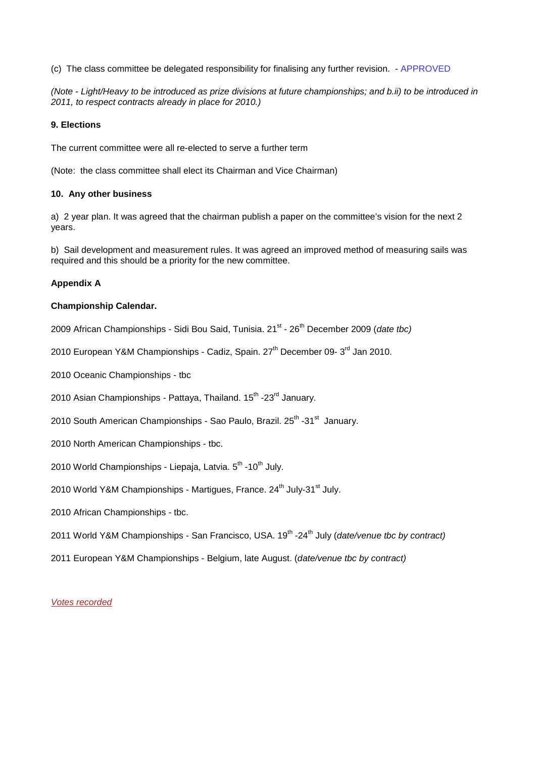(c) The class committee be delegated responsibility for finalising any further revision. - APPROVED

*(Note - Light/Heavy to be introduced as prize divisions at future championships; and b.ii) to be introduced in 2011, to respect contracts already in place for 2010.)*

**9. Elections**

The current committee were all re-elected to serve a further term

(Note: the class committee shall elect its Chairman and Vice Chairman)

**10. Any other business**

a) 2 year plan. It was agreed that the chairman publish a paper on the committee's vision for the next 2 years.

b) Sail development and measurement rules. It was agreed an improved method of measuring sails was required and this should be a priority for the new committee.

**Appendix A**

**Championship Calendar.**

2009 African Championships - Sidi Bou Said, Tunisia. 21st - 26th December 2009 (*date tbc)*

2010 European Y&M Championships - Cadiz, Spain. 27th December 09- 3rd Jan 2010.

2010 Oceanic Championships - tbc

2010 Asian Championships - Pattaya, Thailand. 15th -23rd January.

2010 South American Championships - Sao Paulo, Brazil. 25th -31st January.

2010 North American Championships - tbc.

2010 World Championships - Liepaja, Latvia. 5th -10th July.

2010 World Y&M Championships - Martigues, France. 24th July-31st July.

2010 African Championships - tbc.

2011 World Y&M Championships - San Francisco, USA. 19th -24th July (*date/venue tbc by contract)*

2011 European Y&M Championships - Belgium, late August. (*date/venue tbc by contract)*

*Votes recorded*